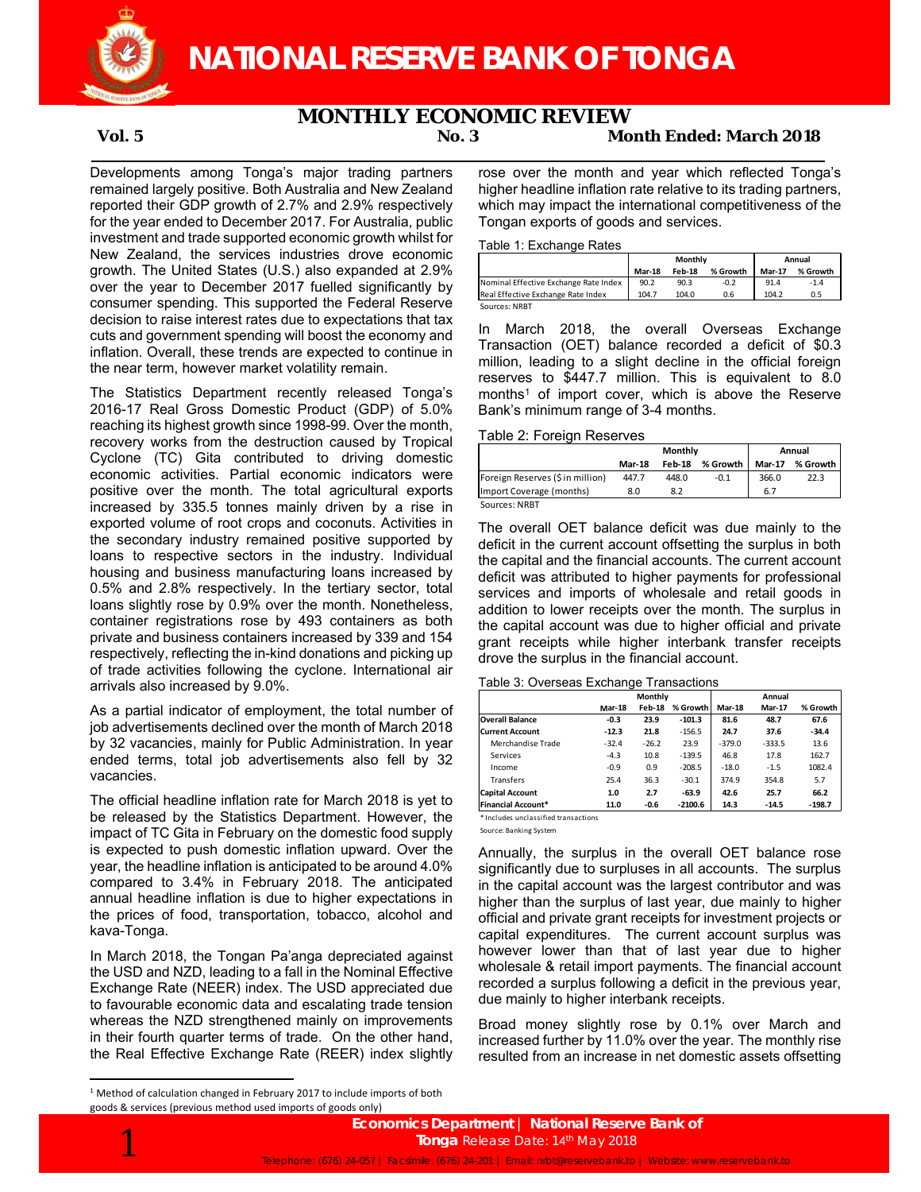# NATIONAL RESERVE BANK OF TONGA

## MONTHLY ECONOMIC REVIEW

**Vol. 5** **No. 3** **Month Ended: March 2018**

Developments among Tonga's major trading partners remained largely positive. Both Australia and New Zealand reported their GDP growth of 2.7% and 2.9% respectively for the year ended to December 2017. For Australia, public investment and trade supported economic growth whilst for New Zealand, the services industries drove economic growth. The United States (U.S.) also expanded at 2.9% over the year to December 2017 fuelled significantly by consumer spending. This supported the Federal Reserve decision to raise interest rates due to expectations that tax cuts and government spending will boost the economy and inflation. Overall, these trends are expected to continue in the near term, however market volatility remain.

The Statistics Department recently released Tonga's 2016-17 Real Gross Domestic Product (GDP) of 5.0% reaching its highest growth since 1998-99. Over the month, recovery works from the destruction caused by Tropical Cyclone (TC) Gita contributed to driving domestic economic activities. Partial economic indicators were positive over the month. The total agricultural exports increased by 335.5 tonnes mainly driven by a rise in exported volume of root crops and coconuts. Activities in the secondary industry remained positive supported by loans to respective sectors in the industry. Individual housing and business manufacturing loans increased by 0.5% and 2.8% respectively. In the tertiary sector, total loans slightly rose by 0.9% over the month. Nonetheless, container registrations rose by 493 containers as both private and business containers increased by 339 and 154 respectively, reflecting the in-kind donations and picking up of trade activities following the cyclone. International air arrivals also increased by 9.0%.

As a partial indicator of employment, the total number of job advertisements declined over the month of March 2018 by 32 vacancies, mainly for Public Administration. In year ended terms, total job advertisements also fell by 32 vacancies.

The official headline inflation rate for March 2018 is yet to be released by the Statistics Department. However, the impact of TC Gita in February on the domestic food supply is expected to push domestic inflation upward. Over the year, the headline inflation is anticipated to be around 4.0% compared to 3.4% in February 2018. The anticipated annual headline inflation is due to higher expectations in the prices of food, transportation, tobacco, alcohol and kava-Tonga.

In March 2018, the Tongan Pa'anga depreciated against the USD and NZD, leading to a fall in the Nominal Effective Exchange Rate (NEER) index. The USD appreciated due to favourable economic data and escalating trade tension whereas the NZD strengthened mainly on improvements in their fourth quarter terms of trade. On the other hand, the Real Effective Exchange Rate (REER) index slightly rose over the month and year which reflected Tonga's higher headline inflation rate relative to its trading partners, which may impact the international competitiveness of the Tongan exports of goods and services.

Table 1: Exchange Rates

| | Monthly | | | Annual | |
|---|---|---|---|---|---|
| | Mar-18 | Feb-18 | % Growth | Mar-17 | % Growth |
| Nominal Effective Exchange Rate Index | 90.2 | 90.3 | -0.2 | 91.4 | -1.4 |
| Real Effective Exchange Rate Index | 104.7 | 104.0 | 0.6 | 104.2 | 0.5 |

Sources: NRBT

In March 2018, the overall Overseas Exchange Transaction (OET) balance recorded a deficit of $0.3 million, leading to a slight decline in the official foreign reserves to $447.7 million. This is equivalent to 8.0 months[1] of import cover, which is above the Reserve Bank's minimum range of 3-4 months.

Table 2: Foreign Reserves

| | Monthly | | | Annual | |
|---|---|---|---|---|---|
| | Mar-18 | Feb-18 | % Growth | Mar-17 | % Growth |
| Foreign Reserves ($ in million) | 447.7 | 448.0 | -0.1 | 366.0 | 22.3 |
| Import Coverage (months) | 8.0 | 8.2 | | 6.7 | |

Sources: NRBT

The overall OET balance deficit was due mainly to the deficit in the current account offsetting the surplus in both the capital and the financial accounts. The current account deficit was attributed to higher payments for professional services and imports of wholesale and retail goods in addition to lower receipts over the month. The surplus in the capital account was due to higher official and private grant receipts while higher interbank transfer receipts drove the surplus in the financial account.

Table 3: Overseas Exchange Transactions

| | Monthly | | | Annual | | |
|---|---|---|---|---|---|---|
| | Mar-18 | Feb-18 | % Growth | Mar-18 | Mar-17 | % Growth |
| **Overall Balance** | **-0.3** | **23.9** | **-101.3** | **81.6** | **48.7** | **67.6** |
| **Current Account** | **-12.3** | **21.8** | **-156.5** | **24.7** | **37.6** | **-34.4** |
| Merchandise Trade | -32.4 | -26.2 | 23.9 | -379.0 | -333.5 | 13.6 |
| Services | -4.3 | 10.8 | -139.5 | 46.8 | 17.8 | 162.7 |
| Income | -0.9 | 0.9 | -208.5 | -18.0 | -1.5 | 1082.4 |
| Transfers | 25.4 | 36.3 | -30.1 | 374.9 | 354.8 | 5.7 |
| **Capital Account** | **1.0** | **2.7** | **-63.9** | **42.6** | **25.7** | **66.2** |
| **Financial Account*** | **11.0** | **-0.6** | **-2100.6** | **14.3** | **-14.5** | **-198.7** |

\* Includes unclassified transactions

Source: Banking System

Annually, the surplus in the overall OET balance rose significantly due to surpluses in all accounts. The surplus in the capital account was the largest contributor and was higher than the surplus of last year, due mainly to higher official and private grant receipts for investment projects or capital expenditures. The current account surplus was however lower than that of last year due to higher wholesale & retail import payments. The financial account recorded a surplus following a deficit in the previous year, due mainly to higher interbank receipts.

Broad money slightly rose by 0.1% over March and increased further by 11.0% over the year. The monthly rise resulted from an increase in net domestic assets offsetting

[1] Method of calculation changed in February 2017 to include imports of both goods & services (previous method used imports of goods only)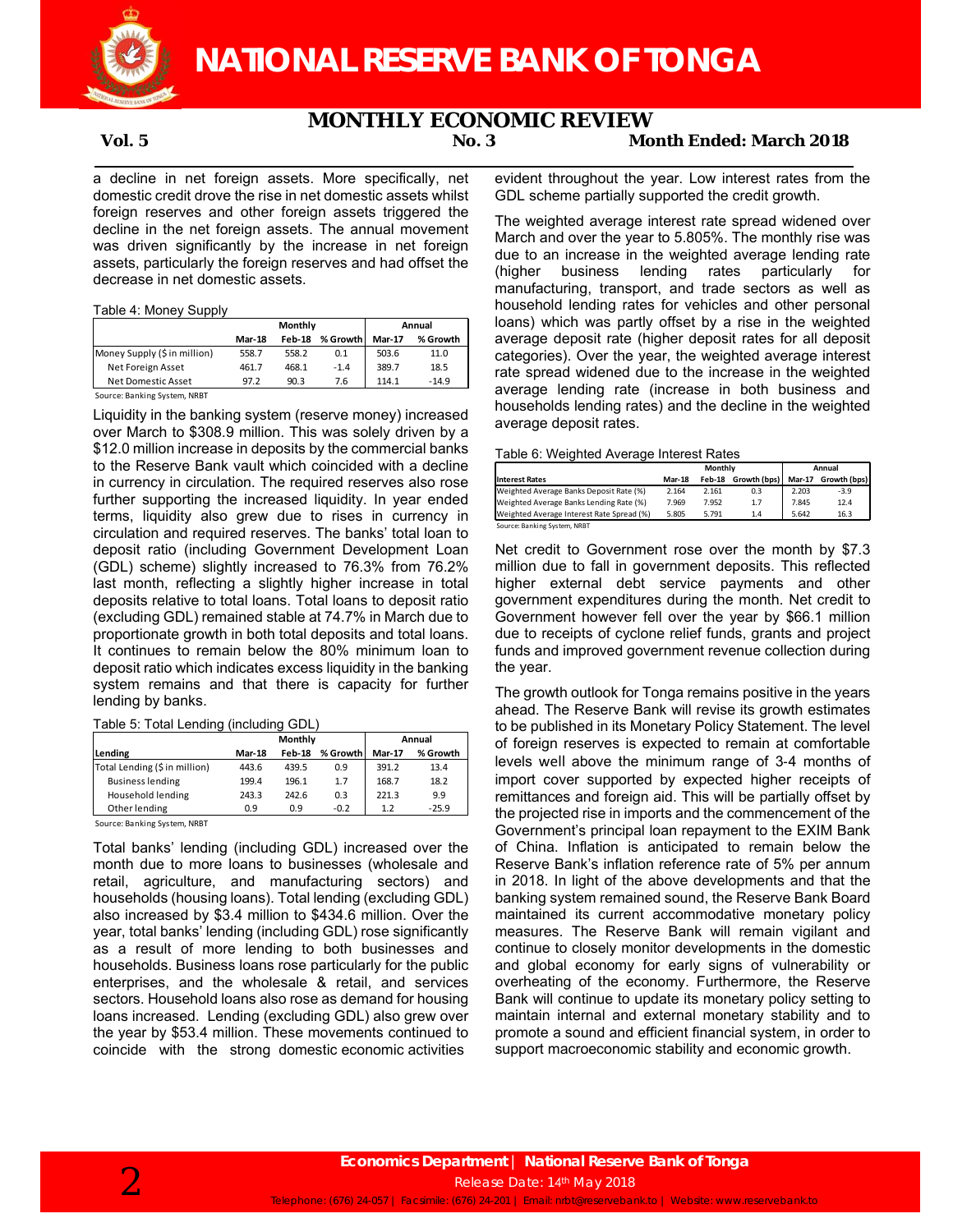a decline in net foreign assets. More specifically, net domestic credit drove the rise in net domestic assets whilst foreign reserves and other foreign assets triggered the decline in the net foreign assets. The annual movement was driven significantly by the increase in net foreign assets, particularly the foreign reserves and had offset the decrease in net domestic assets.

Table 4: Money Supply

| | Monthly | | | Annual | |
|---|---|---|---|---|---|
| | Mar-18 | Feb-18 | % Growth | Mar-17 | % Growth |
| Money Supply ($ in million) | 558.7 | 558.2 | 0.1 | 503.6 | 11.0 |
| Net Foreign Asset | 461.7 | 468.1 | -1.4 | 389.7 | 18.5 |
| Net Domestic Asset | 97.2 | 90.3 | 7.6 | 114.1 | -14.9 |

Source: Banking System, NRBT

Liquidity in the banking system (reserve money) increased over March to $308.9 million. This was solely driven by a $12.0 million increase in deposits by the commercial banks to the Reserve Bank vault which coincided with a decline in currency in circulation. The required reserves also rose further supporting the increased liquidity. In year ended terms, liquidity also grew due to rises in currency in circulation and required reserves. The banks' total loan to deposit ratio (including Government Development Loan (GDL) scheme) slightly increased to 76.3% from 76.2% last month, reflecting a slightly higher increase in total deposits relative to total loans. Total loans to deposit ratio (excluding GDL) remained stable at 74.7% in March due to proportionate growth in both total deposits and total loans. It continues to remain below the 80% minimum loan to deposit ratio which indicates excess liquidity in the banking system remains and that there is capacity for further lending by banks.

Table 5: Total Lending (including GDL)

| | Monthly | | | Annual | |
|---|---|---|---|---|---|
| Lending | Mar-18 | Feb-18 | % Growth | Mar-17 | % Growth |
| Total Lending ($ in million) | 443.6 | 439.5 | 0.9 | 391.2 | 13.4 |
| Business lending | 199.4 | 196.1 | 1.7 | 168.7 | 18.2 |
| Household lending | 243.3 | 242.6 | 0.3 | 221.3 | 9.9 |
| Other lending | 0.9 | 0.9 | -0.2 | 1.2 | -25.9 |

Source: Banking System, NRBT

Total banks' lending (including GDL) increased over the month due to more loans to businesses (wholesale and retail, agriculture, and manufacturing sectors) and households (housing loans). Total lending (excluding GDL) also increased by $3.4 million to $434.6 million. Over the year, total banks' lending (including GDL) rose significantly as a result of more lending to both businesses and households. Business loans rose particularly for the public enterprises, and the wholesale & retail, and services sectors. Household loans also rose as demand for housing loans increased. Lending (excluding GDL) also grew over the year by $53.4 million. These movements continued to coincide with the strong domestic economic activities evident throughout the year. Low interest rates from the GDL scheme partially supported the credit growth.

The weighted average interest rate spread widened over March and over the year to 5.805%. The monthly rise was due to an increase in the weighted average lending rate (higher business lending rates particularly for manufacturing, transport, and trade sectors as well as household lending rates for vehicles and other personal loans) which was partly offset by a rise in the weighted average deposit rate (higher deposit rates for all deposit categories). Over the year, the weighted average interest rate spread widened due to the increase in the weighted average lending rate (increase in both business and households lending rates) and the decline in the weighted average deposit rates.

Table 6: Weighted Average Interest Rates

| | Monthly | | | Annual | |
|---|---|---|---|---|---|
| Interest Rates | Mar-18 | Feb-18 | Growth (bps) | Mar-17 | Growth (bps) |
| Weighted Average Banks Deposit Rate (%) | 2.164 | 2.161 | 0.3 | 2.203 | -3.9 |
| Weighted Average Banks Lending Rate (%) | 7.969 | 7.952 | 1.7 | 7.845 | 12.4 |
| Weighted Average Interest Rate Spread (%) | 5.805 | 5.791 | 1.4 | 5.642 | 16.3 |

Source: Banking System, NRBT

Net credit to Government rose over the month by $7.3 million due to fall in government deposits. This reflected higher external debt service payments and other government expenditures during the month. Net credit to Government however fell over the year by $66.1 million due to receipts of cyclone relief funds, grants and project funds and improved government revenue collection during the year.

The growth outlook for Tonga remains positive in the years ahead. The Reserve Bank will revise its growth estimates to be published in its Monetary Policy Statement. The level of foreign reserves is expected to remain at comfortable levels well above the minimum range of 3-4 months of import cover supported by expected higher receipts of remittances and foreign aid. This will be partially offset by the projected rise in imports and the commencement of the Government's principal loan repayment to the EXIM Bank of China. Inflation is anticipated to remain below the Reserve Bank's inflation reference rate of 5% per annum in 2018. In light of the above developments and that the banking system remained sound, the Reserve Bank Board maintained its current accommodative monetary policy measures. The Reserve Bank will remain vigilant and continue to closely monitor developments in the domestic and global economy for early signs of vulnerability or overheating of the economy. Furthermore, the Reserve Bank will continue to update its monetary policy setting to maintain internal and external monetary stability and to promote a sound and efficient financial system, in order to support macroeconomic stability and economic growth.

**Economics Department | National Reserve Bank of Tonga**

Release Date: 14th May 2018

Telephone: (676) 24-057 | Facsimile: (676) 24-201 | Email: nrbt@reservebank.to | Website: www.reservebank.to